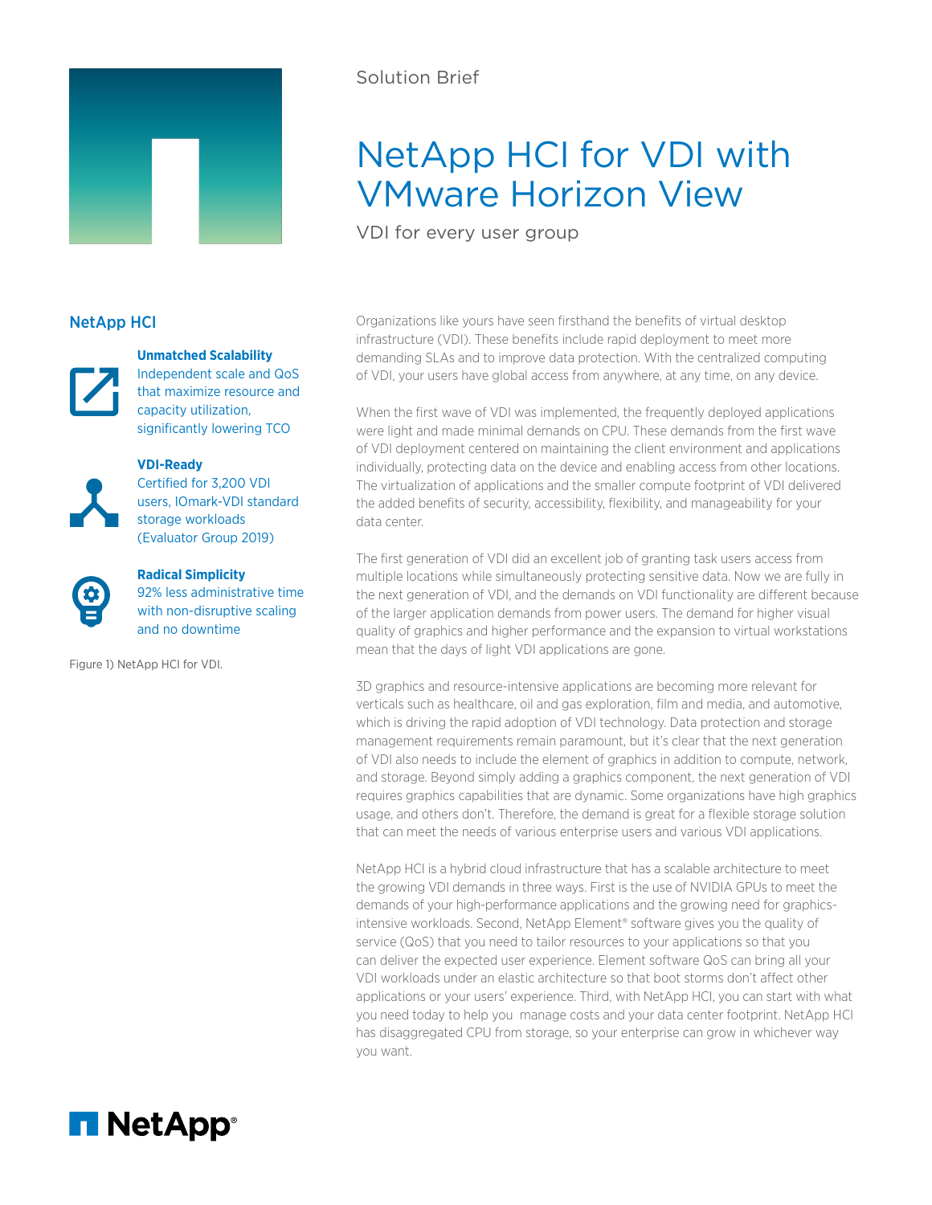Solution Brief

# NetApp HCI for VDI with VMware Horizon View

VDI for every user group

## NetApp HCI

**Unmatched Scalability**
Independent scale and QoS that maximize resource and capacity utilization, significantly lowering TCO

**VDI-Ready**
Certified for 3,200 VDI users, IOmark-VDI standard storage workloads (Evaluator Group 2019)

**Radical Simplicity**
92% less administrative time with non-disruptive scaling and no downtime

Figure 1) NetApp HCI for VDI.

Organizations like yours have seen firsthand the benefits of virtual desktop infrastructure (VDI). These benefits include rapid deployment to meet more demanding SLAs and to improve data protection. With the centralized computing of VDI, your users have global access from anywhere, at any time, on any device.

When the first wave of VDI was implemented, the frequently deployed applications were light and made minimal demands on CPU. These demands from the first wave of VDI deployment centered on maintaining the client environment and applications individually, protecting data on the device and enabling access from other locations. The virtualization of applications and the smaller compute footprint of VDI delivered the added benefits of security, accessibility, flexibility, and manageability for your data center.

The first generation of VDI did an excellent job of granting task users access from multiple locations while simultaneously protecting sensitive data. Now we are fully in the next generation of VDI, and the demands on VDI functionality are different because of the larger application demands from power users. The demand for higher visual quality of graphics and higher performance and the expansion to virtual workstations mean that the days of light VDI applications are gone.

3D graphics and resource-intensive applications are becoming more relevant for verticals such as healthcare, oil and gas exploration, film and media, and automotive, which is driving the rapid adoption of VDI technology. Data protection and storage management requirements remain paramount, but it's clear that the next generation of VDI also needs to include the element of graphics in addition to compute, network, and storage. Beyond simply adding a graphics component, the next generation of VDI requires graphics capabilities that are dynamic. Some organizations have high graphics usage, and others don't. Therefore, the demand is great for a flexible storage solution that can meet the needs of various enterprise users and various VDI applications.

NetApp HCI is a hybrid cloud infrastructure that has a scalable architecture to meet the growing VDI demands in three ways. First is the use of NVIDIA GPUs to meet the demands of your high-performance applications and the growing need for graphics-intensive workloads. Second, NetApp Element® software gives you the quality of service (QoS) that you need to tailor resources to your applications so that you can deliver the expected user experience. Element software QoS can bring all your VDI workloads under an elastic architecture so that boot storms don't affect other applications or your users' experience. Third, with NetApp HCI, you can start with what you need today to help you manage costs and your data center footprint. NetApp HCI has disaggregated CPU from storage, so your enterprise can grow in whichever way you want.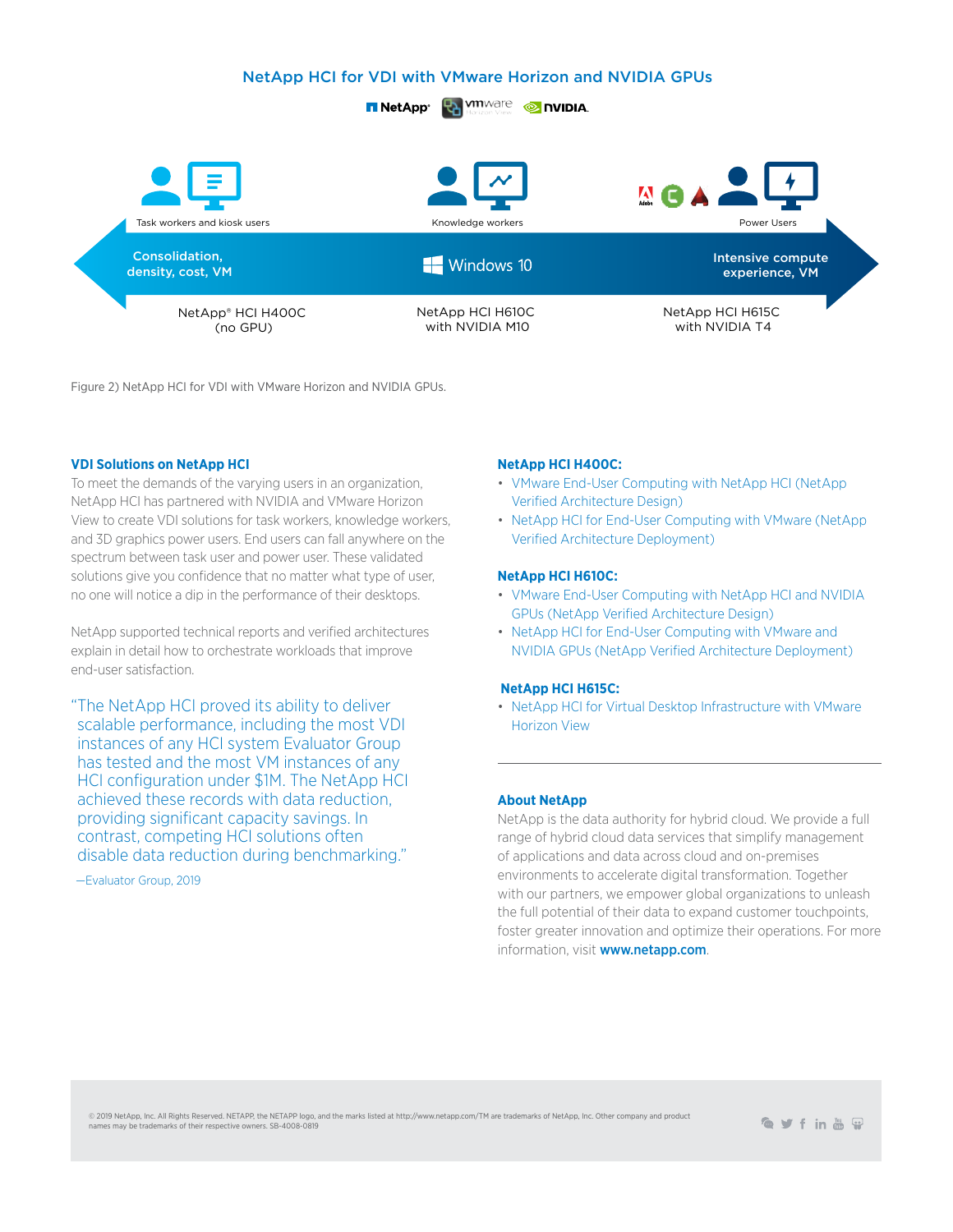## NetApp HCI for VDI with VMware Horizon and NVIDIA GPUs

Task workers and kiosk users

Knowledge workers

Power Users

Consolidation, density, cost, VM

Windows 10

Intensive compute experience, VM

NetApp® HCI H400C (no GPU)

NetApp HCI H610C with NVIDIA M10

NetApp HCI H615C with NVIDIA T4

Figure 2) NetApp HCI for VDI with VMware Horizon and NVIDIA GPUs.

### VDI Solutions on NetApp HCI

To meet the demands of the varying users in an organization, NetApp HCI has partnered with NVIDIA and VMware Horizon View to create VDI solutions for task workers, knowledge workers, and 3D graphics power users. End users can fall anywhere on the spectrum between task user and power user. These validated solutions give you confidence that no matter what type of user, no one will notice a dip in the performance of their desktops.

NetApp supported technical reports and verified architectures explain in detail how to orchestrate workloads that improve end-user satisfaction.

> "The NetApp HCI proved its ability to deliver scalable performance, including the most VDI instances of any HCI system Evaluator Group has tested and the most VM instances of any HCI configuration under $1M. The NetApp HCI achieved these records with data reduction, providing significant capacity savings. In contrast, competing HCI solutions often disable data reduction during benchmarking."
>
> —Evaluator Group, 2019

### NetApp HCI H400C:

- VMware End-User Computing with NetApp HCI (NetApp Verified Architecture Design)
- NetApp HCI for End-User Computing with VMware (NetApp Verified Architecture Deployment)

### NetApp HCI H610C:

- VMware End-User Computing with NetApp HCI and NVIDIA GPUs (NetApp Verified Architecture Design)
- NetApp HCI for End-User Computing with VMware and NVIDIA GPUs (NetApp Verified Architecture Deployment)

### NetApp HCI H615C:

- NetApp HCI for Virtual Desktop Infrastructure with VMware Horizon View

---

### About NetApp

NetApp is the data authority for hybrid cloud. We provide a full range of hybrid cloud data services that simplify management of applications and data across cloud and on-premises environments to accelerate digital transformation. Together with our partners, we empower global organizations to unleash the full potential of their data to expand customer touchpoints, foster greater innovation and optimize their operations. For more information, visit **www.netapp.com**.

© 2019 NetApp, Inc. All Rights Reserved. NETAPP, the NETAPP logo, and the marks listed at http://www.netapp.com/TM are trademarks of NetApp, Inc. Other company and product names may be trademarks of their respective owners. SB-4008-0819